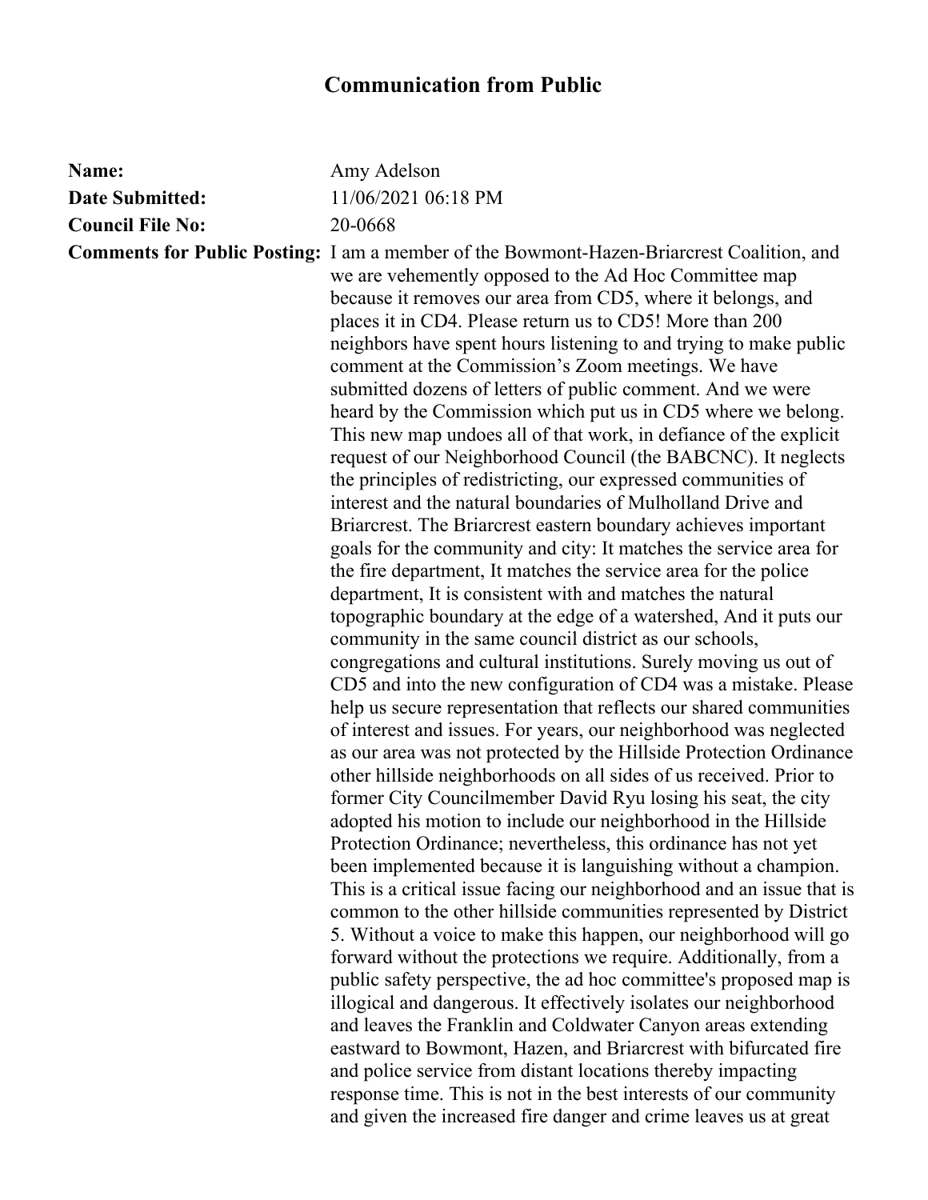# Communication from Public

**Name:** Amy Adelson

**Date Submitted:** 11/06/2021 06:18 PM

**Council File No:** 20-0668

**Comments for Public Posting:** I am a member of the Bowmont-Hazen-Briarcrest Coalition, and we are vehemently opposed to the Ad Hoc Committee map because it removes our area from CD5, where it belongs, and places it in CD4. Please return us to CD5! More than 200 neighbors have spent hours listening to and trying to make public comment at the Commission's Zoom meetings. We have submitted dozens of letters of public comment. And we were heard by the Commission which put us in CD5 where we belong. This new map undoes all of that work, in defiance of the explicit request of our Neighborhood Council (the BABCNC). It neglects the principles of redistricting, our expressed communities of interest and the natural boundaries of Mulholland Drive and Briarcrest. The Briarcrest eastern boundary achieves important goals for the community and city: It matches the service area for the fire department, It matches the service area for the police department, It is consistent with and matches the natural topographic boundary at the edge of a watershed, And it puts our community in the same council district as our schools, congregations and cultural institutions. Surely moving us out of CD5 and into the new configuration of CD4 was a mistake. Please help us secure representation that reflects our shared communities of interest and issues. For years, our neighborhood was neglected as our area was not protected by the Hillside Protection Ordinance other hillside neighborhoods on all sides of us received. Prior to former City Councilmember David Ryu losing his seat, the city adopted his motion to include our neighborhood in the Hillside Protection Ordinance; nevertheless, this ordinance has not yet been implemented because it is languishing without a champion. This is a critical issue facing our neighborhood and an issue that is common to the other hillside communities represented by District 5. Without a voice to make this happen, our neighborhood will go forward without the protections we require. Additionally, from a public safety perspective, the ad hoc committee's proposed map is illogical and dangerous. It effectively isolates our neighborhood and leaves the Franklin and Coldwater Canyon areas extending eastward to Bowmont, Hazen, and Briarcrest with bifurcated fire and police service from distant locations thereby impacting response time. This is not in the best interests of our community and given the increased fire danger and crime leaves us at great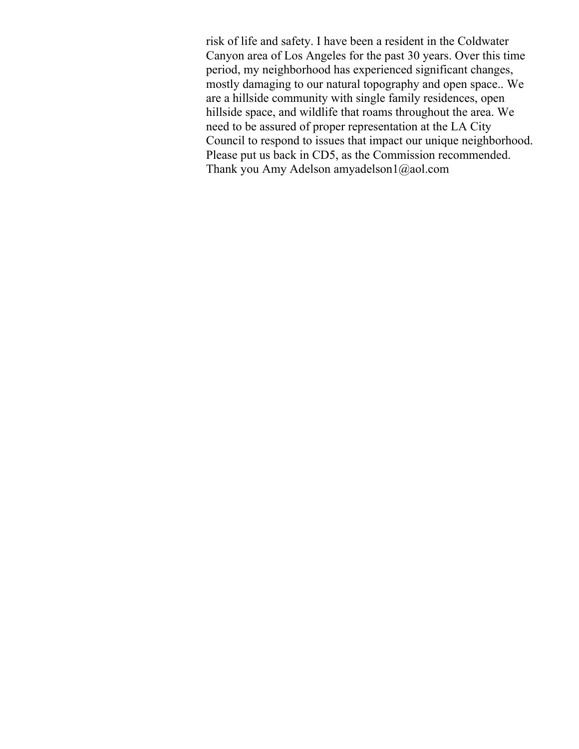risk of life and safety. I have been a resident in the Coldwater Canyon area of Los Angeles for the past 30 years. Over this time period, my neighborhood has experienced significant changes, mostly damaging to our natural topography and open space.. We are a hillside community with single family residences, open hillside space, and wildlife that roams throughout the area. We need to be assured of proper representation at the LA City Council to respond to issues that impact our unique neighborhood. Please put us back in CD5, as the Commission recommended. Thank you Amy Adelson amyadelson1@aol.com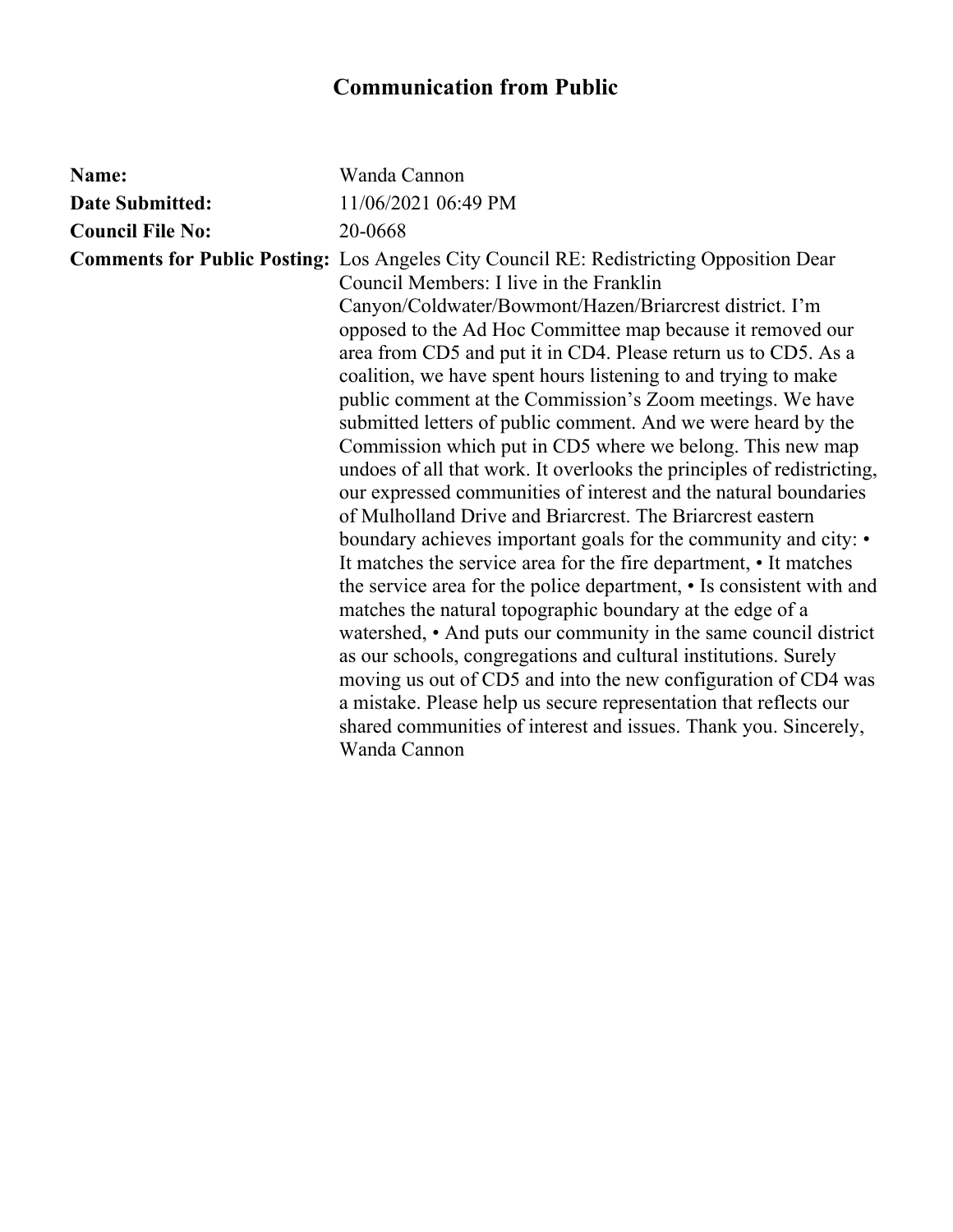# Communication from Public

**Name:** Wanda Cannon

**Date Submitted:** 11/06/2021 06:49 PM

**Council File No:** 20-0668

**Comments for Public Posting:** Los Angeles City Council RE: Redistricting Opposition Dear Council Members: I live in the Franklin Canyon/Coldwater/Bowmont/Hazen/Briarcrest district. I'm opposed to the Ad Hoc Committee map because it removed our area from CD5 and put it in CD4. Please return us to CD5. As a coalition, we have spent hours listening to and trying to make public comment at the Commission's Zoom meetings. We have submitted letters of public comment. And we were heard by the Commission which put in CD5 where we belong. This new map undoes of all that work. It overlooks the principles of redistricting, our expressed communities of interest and the natural boundaries of Mulholland Drive and Briarcrest. The Briarcrest eastern boundary achieves important goals for the community and city: • It matches the service area for the fire department, • It matches the service area for the police department, • Is consistent with and matches the natural topographic boundary at the edge of a watershed, • And puts our community in the same council district as our schools, congregations and cultural institutions. Surely moving us out of CD5 and into the new configuration of CD4 was a mistake. Please help us secure representation that reflects our shared communities of interest and issues. Thank you. Sincerely, Wanda Cannon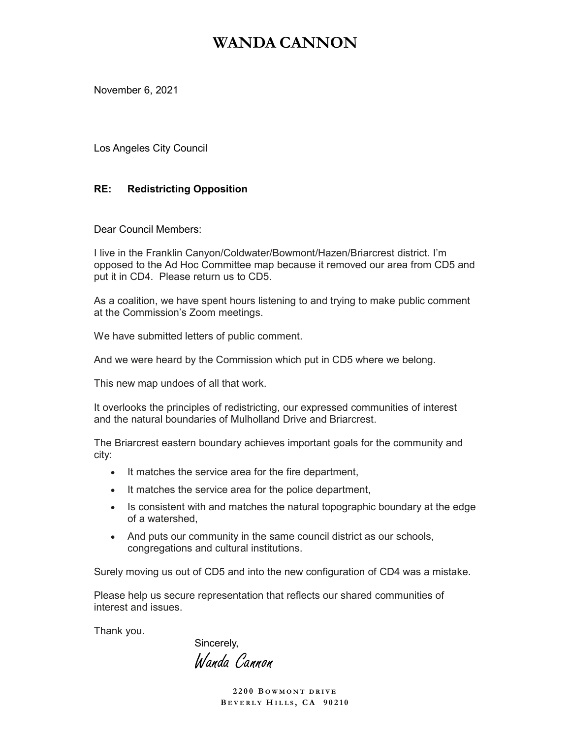# WANDA CANNON

November 6, 2021

Los Angeles City Council

**RE: Redistricting Opposition**

Dear Council Members:

I live in the Franklin Canyon/Coldwater/Bowmont/Hazen/Briarcrest district. I'm opposed to the Ad Hoc Committee map because it removed our area from CD5 and put it in CD4. Please return us to CD5.

As a coalition, we have spent hours listening to and trying to make public comment at the Commission's Zoom meetings.

We have submitted letters of public comment.

And we were heard by the Commission which put in CD5 where we belong.

This new map undoes of all that work.

It overlooks the principles of redistricting, our expressed communities of interest and the natural boundaries of Mulholland Drive and Briarcrest.

The Briarcrest eastern boundary achieves important goals for the community and city:

- It matches the service area for the fire department,
- It matches the service area for the police department,
- Is consistent with and matches the natural topographic boundary at the edge of a watershed,
- And puts our community in the same council district as our schools, congregations and cultural institutions.

Surely moving us out of CD5 and into the new configuration of CD4 was a mistake.

Please help us secure representation that reflects our shared communities of interest and issues.

Thank you.

Sincerely,

*Wanda Cannon*

2200 Bowmont drive
Beverly Hills, CA 90210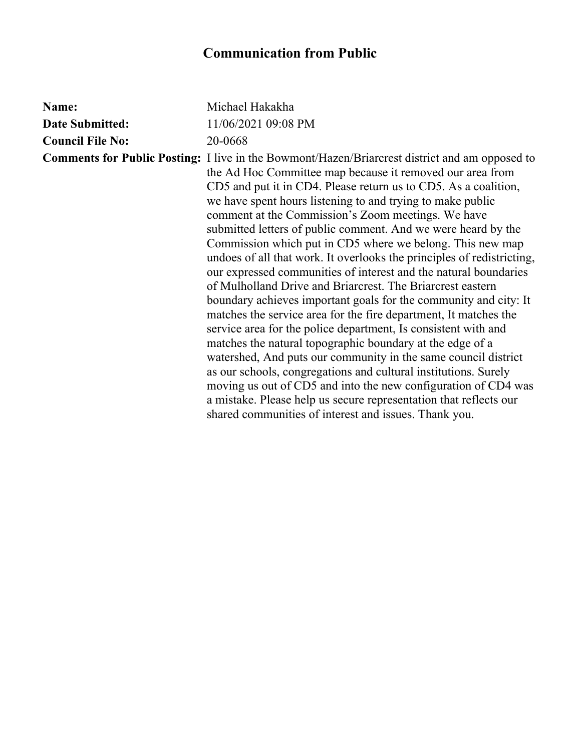# Communication from Public

**Name:** Michael Hakakha

**Date Submitted:** 11/06/2021 09:08 PM

**Council File No:** 20-0668

**Comments for Public Posting:** I live in the Bowmont/Hazen/Briarcrest district and am opposed to the Ad Hoc Committee map because it removed our area from CD5 and put it in CD4. Please return us to CD5. As a coalition, we have spent hours listening to and trying to make public comment at the Commission's Zoom meetings. We have submitted letters of public comment. And we were heard by the Commission which put in CD5 where we belong. This new map undoes of all that work. It overlooks the principles of redistricting, our expressed communities of interest and the natural boundaries of Mulholland Drive and Briarcrest. The Briarcrest eastern boundary achieves important goals for the community and city: It matches the service area for the fire department, It matches the service area for the police department, Is consistent with and matches the natural topographic boundary at the edge of a watershed, And puts our community in the same council district as our schools, congregations and cultural institutions. Surely moving us out of CD5 and into the new configuration of CD4 was a mistake. Please help us secure representation that reflects our shared communities of interest and issues. Thank you.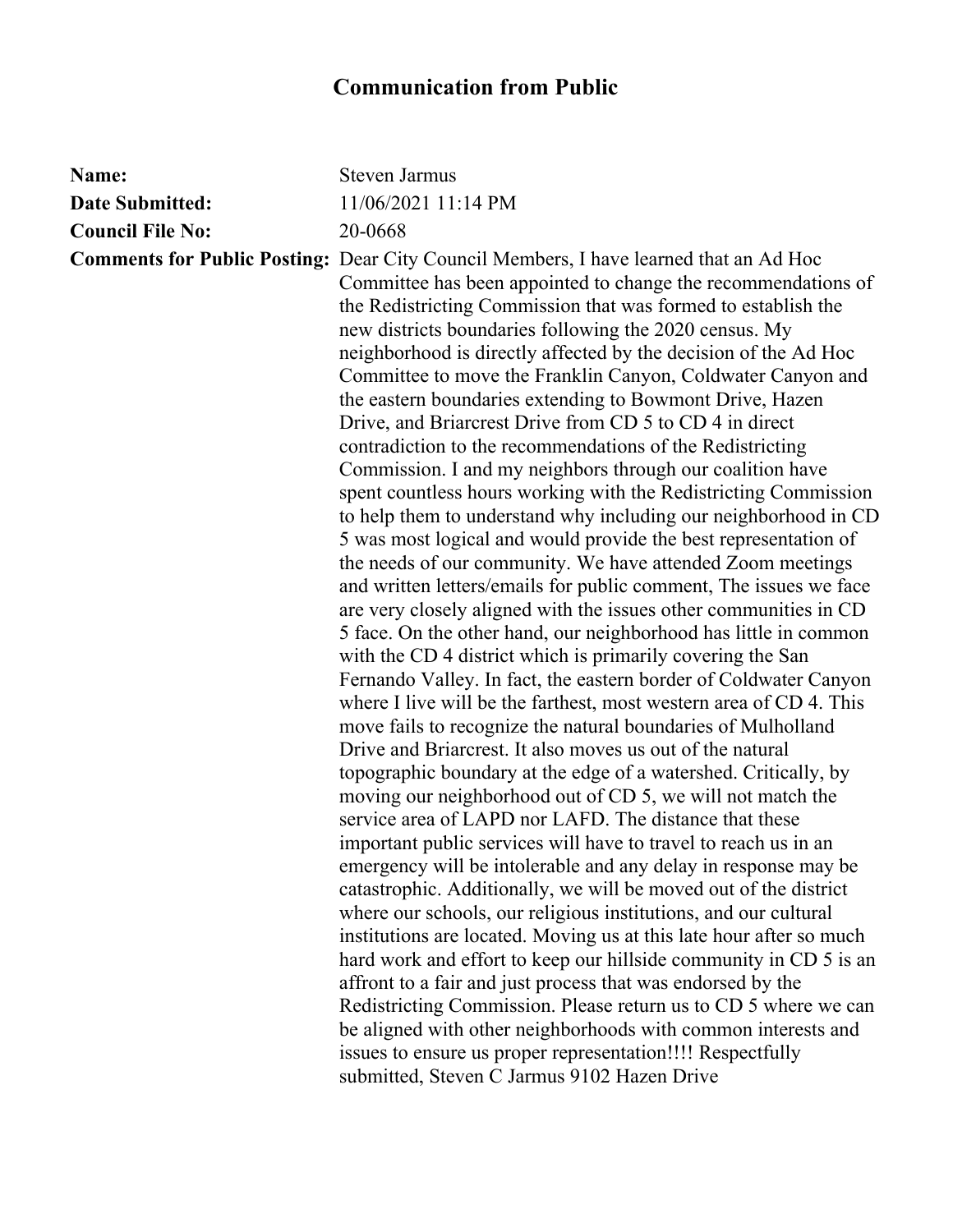# Communication from Public

**Name:** Steven Jarmus

**Date Submitted:** 11/06/2021 11:14 PM

**Council File No:** 20-0668

**Comments for Public Posting:** Dear City Council Members, I have learned that an Ad Hoc Committee has been appointed to change the recommendations of the Redistricting Commission that was formed to establish the new districts boundaries following the 2020 census. My neighborhood is directly affected by the decision of the Ad Hoc Committee to move the Franklin Canyon, Coldwater Canyon and the eastern boundaries extending to Bowmont Drive, Hazen Drive, and Briarcrest Drive from CD 5 to CD 4 in direct contradiction to the recommendations of the Redistricting Commission. I and my neighbors through our coalition have spent countless hours working with the Redistricting Commission to help them to understand why including our neighborhood in CD 5 was most logical and would provide the best representation of the needs of our community. We have attended Zoom meetings and written letters/emails for public comment, The issues we face are very closely aligned with the issues other communities in CD 5 face. On the other hand, our neighborhood has little in common with the CD 4 district which is primarily covering the San Fernando Valley. In fact, the eastern border of Coldwater Canyon where I live will be the farthest, most western area of CD 4. This move fails to recognize the natural boundaries of Mulholland Drive and Briarcrest. It also moves us out of the natural topographic boundary at the edge of a watershed. Critically, by moving our neighborhood out of CD 5, we will not match the service area of LAPD nor LAFD. The distance that these important public services will have to travel to reach us in an emergency will be intolerable and any delay in response may be catastrophic. Additionally, we will be moved out of the district where our schools, our religious institutions, and our cultural institutions are located. Moving us at this late hour after so much hard work and effort to keep our hillside community in CD 5 is an affront to a fair and just process that was endorsed by the Redistricting Commission. Please return us to CD 5 where we can be aligned with other neighborhoods with common interests and issues to ensure us proper representation!!!! Respectfully submitted, Steven C Jarmus 9102 Hazen Drive